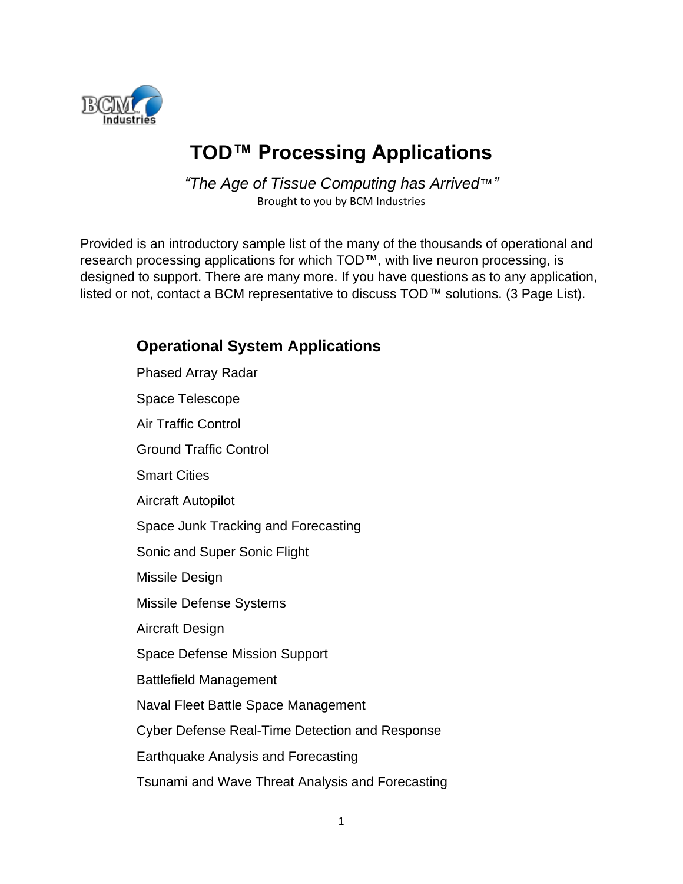# TOD™ Processing Applications

*"The Age of Tissue Computing has Arrived™"*

Brought to you by BCM Industries

Provided is an introductory sample list of the many of the thousands of operational and research processing applications for which TOD™, with live neuron processing, is designed to support. There are many more. If you have questions as to any application, listed or not, contact a BCM representative to discuss TOD™ solutions. (3 Page List).

## Operational System Applications

Phased Array Radar

Space Telescope

Air Traffic Control

Ground Traffic Control

Smart Cities

Aircraft Autopilot

Space Junk Tracking and Forecasting

Sonic and Super Sonic Flight

Missile Design

Missile Defense Systems

Aircraft Design

Space Defense Mission Support

Battlefield Management

Naval Fleet Battle Space Management

Cyber Defense Real-Time Detection and Response

Earthquake Analysis and Forecasting

Tsunami and Wave Threat Analysis and Forecasting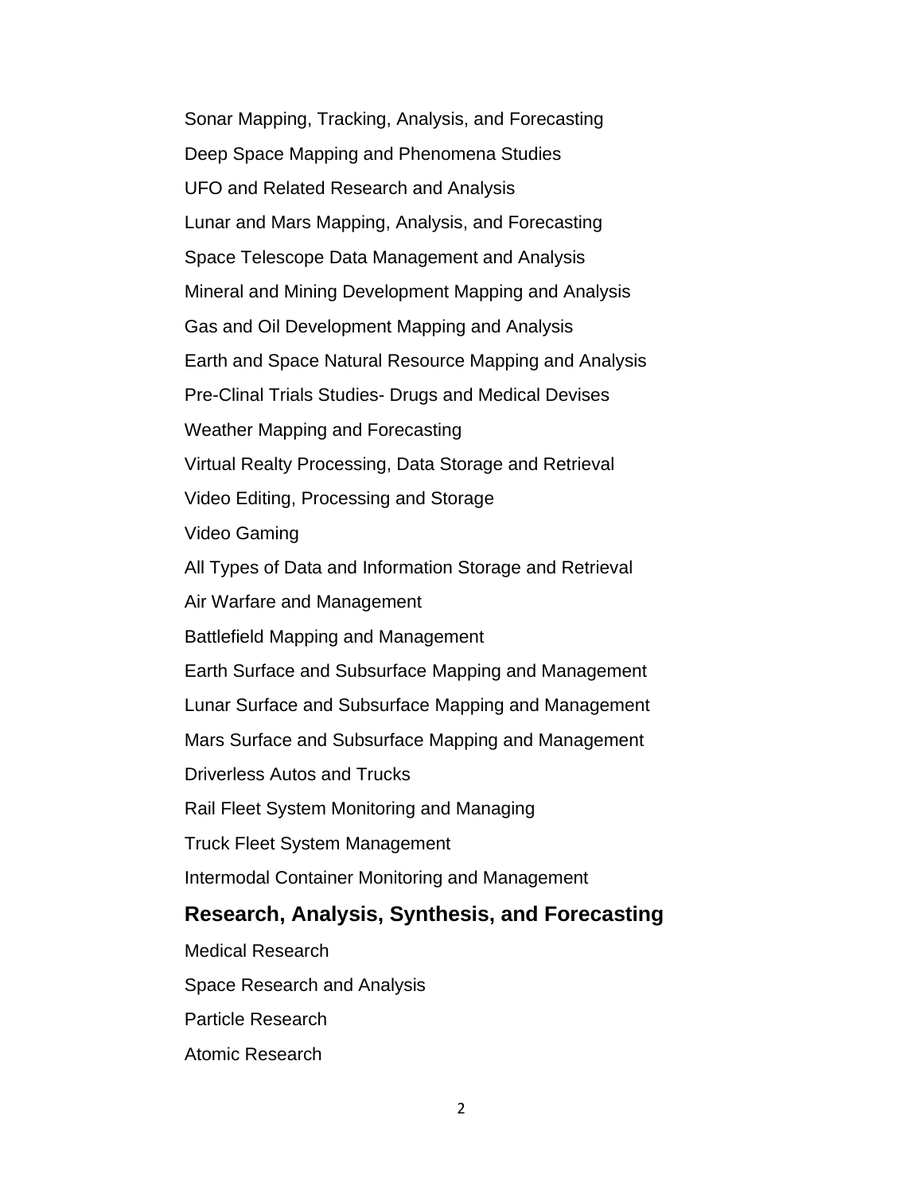Sonar Mapping, Tracking, Analysis, and Forecasting

Deep Space Mapping and Phenomena Studies

UFO and Related Research and Analysis

Lunar and Mars Mapping, Analysis, and Forecasting

Space Telescope Data Management and Analysis

Mineral and Mining Development Mapping and Analysis

Gas and Oil Development Mapping and Analysis

Earth and Space Natural Resource Mapping and Analysis

Pre-Clinal Trials Studies- Drugs and Medical Devises

Weather Mapping and Forecasting

Virtual Realty Processing, Data Storage and Retrieval

Video Editing, Processing and Storage

Video Gaming

All Types of Data and Information Storage and Retrieval

Air Warfare and Management

Battlefield Mapping and Management

Earth Surface and Subsurface Mapping and Management

Lunar Surface and Subsurface Mapping and Management

Mars Surface and Subsurface Mapping and Management

Driverless Autos and Trucks

Rail Fleet System Monitoring and Managing

Truck Fleet System Management

Intermodal Container Monitoring and Management

## Research, Analysis, Synthesis, and Forecasting

Medical Research

Space Research and Analysis

Particle Research

Atomic Research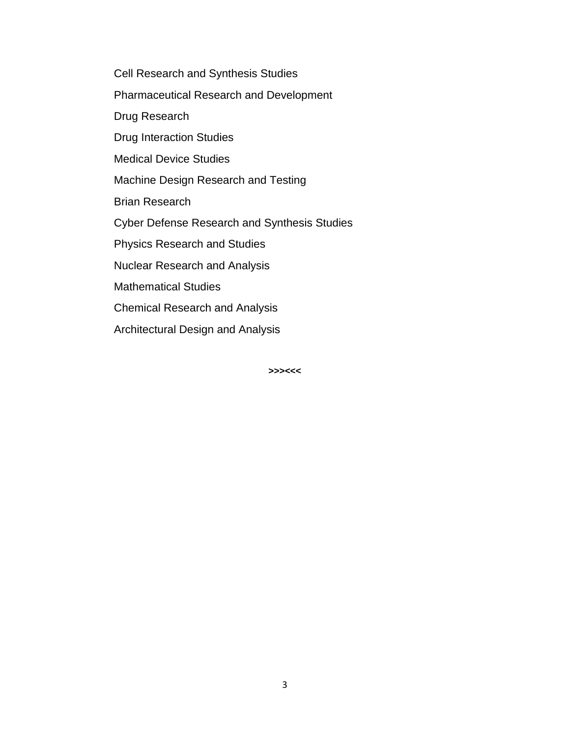Cell Research and Synthesis Studies

Pharmaceutical Research and Development

Drug Research

Drug Interaction Studies

Medical Device Studies

Machine Design Research and Testing

Brian Research

Cyber Defense Research and Synthesis Studies

Physics Research and Studies

Nuclear Research and Analysis

Mathematical Studies

Chemical Research and Analysis

Architectural Design and Analysis

**>>><<<**